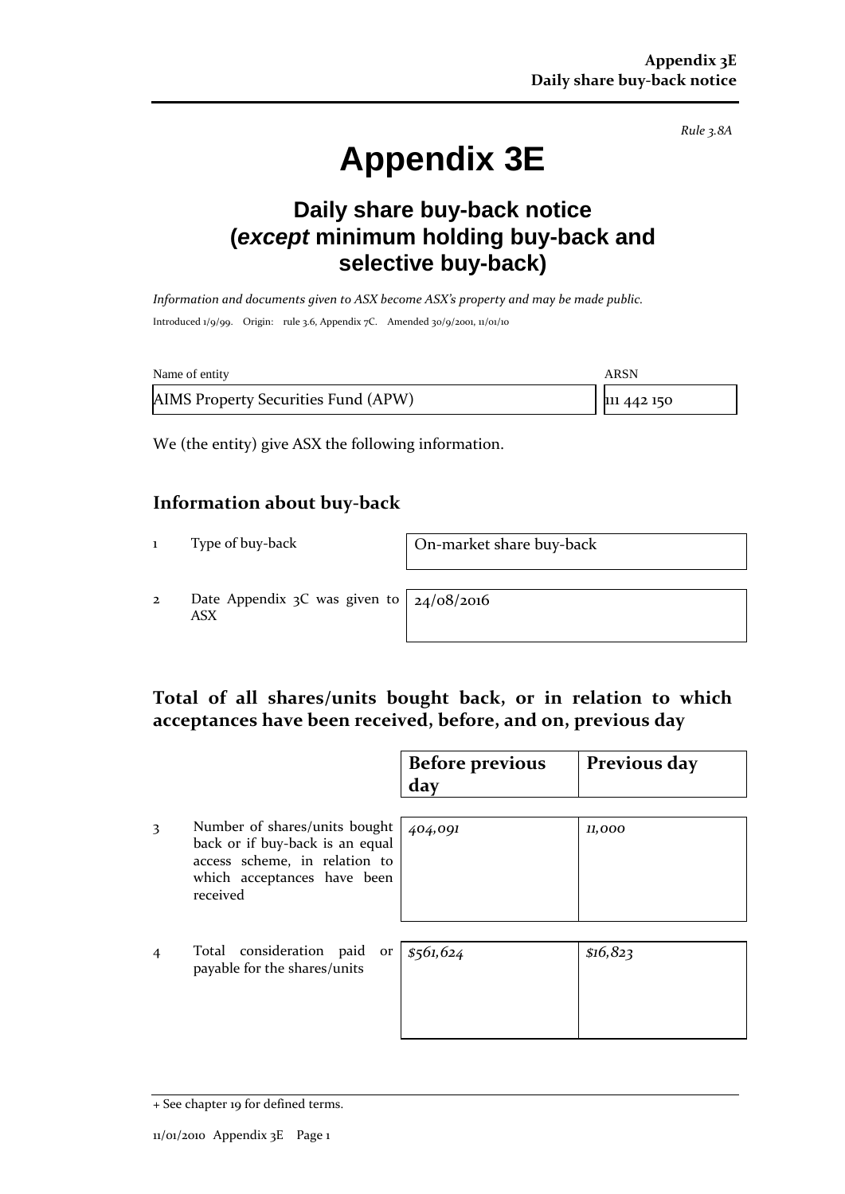*Rule 3.8A*

# Appendix 3E

## Daily share buy-back notice (*except* minimum holding buy-back and selective buy-back)

*Information and documents given to ASX become ASX's property and may be made public.*

Introduced 1/9/99. Origin: rule 3.6, Appendix 7C. Amended 30/9/2001, 11/01/10

| Name of entity | ARSN |
|---|---|
| AIMS Property Securities Fund (APW) | 111 442 150 |

We (the entity) give ASX the following information.

## Information about buy-back

| | | |
|---|---|---|
| 1 | Type of buy-back | On-market share buy-back |
| 2 | Date Appendix 3C was given to ASX | 24/08/2016 |

## Total of all shares/units bought back, or in relation to which acceptances have been received, before, and on, previous day

| | | Before previous day | Previous day |
|---|---|---|---|
| 3 | Number of shares/units bought back or if buy-back is an equal access scheme, in relation to which acceptances have been received | *404,091* | *11,000* |
| 4 | Total consideration paid or payable for the shares/units | *$561,624* | *$16,823* |

+ See chapter 19 for defined terms.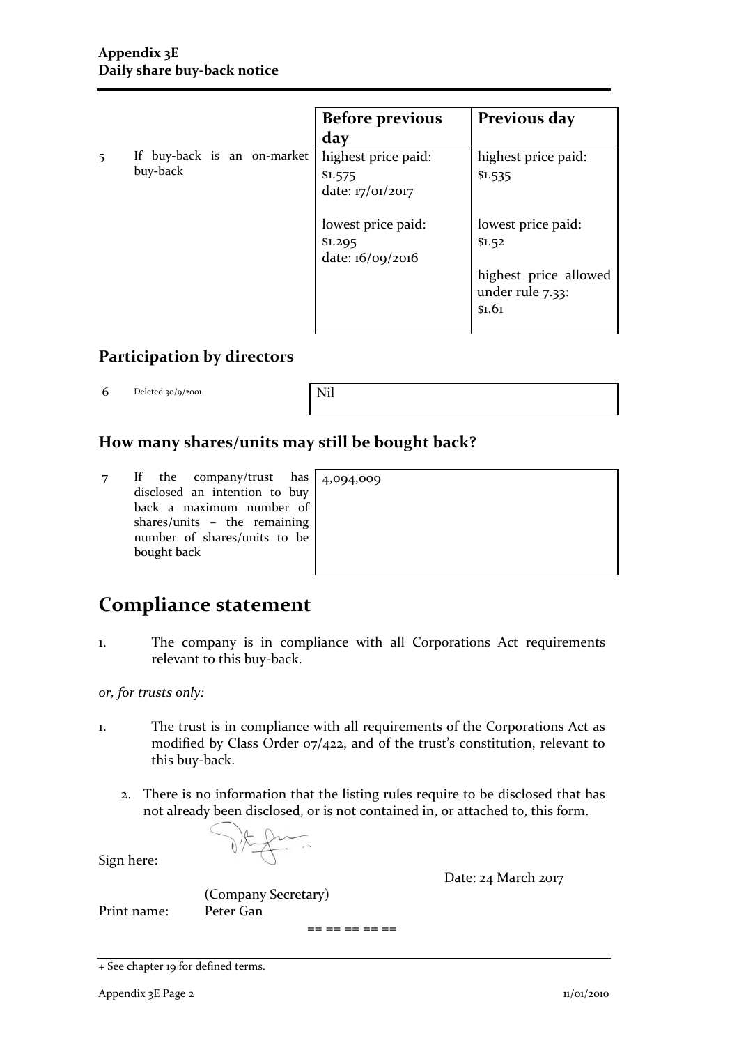| | | Before previous day | Previous day |
|---|---|---|---|
| 5 | If buy-back is an on-market buy-back | highest price paid: $1.575 date: 17/01/2017<br><br>lowest price paid: $1.295 date: 16/09/2016 | highest price paid: $1.535<br><br>lowest price paid: $1.52<br><br>highest price allowed under rule 7.33: $1.61 |

## Participation by directors

| | | |
|---|---|---|
| 6 | Deleted 30/9/2001. | Nil |

## How many shares/units may still be bought back?

| | | |
|---|---|---|
| 7 | If the company/trust has disclosed an intention to buy back a maximum number of shares/units – the remaining number of shares/units to be bought back | 4,094,009 |

# Compliance statement

1. The company is in compliance with all Corporations Act requirements relevant to this buy-back.

*or, for trusts only:*

1. The trust is in compliance with all requirements of the Corporations Act as modified by Class Order 07/422, and of the trust's constitution, relevant to this buy-back.

2. There is no information that the listing rules require to be disclosed that has not already been disclosed, or is not contained in, or attached to, this form.

Sign here: (Company Secretary)

Date: 24 March 2017

Print name: Peter Gan

== == == == ==

+ See chapter 19 for defined terms.